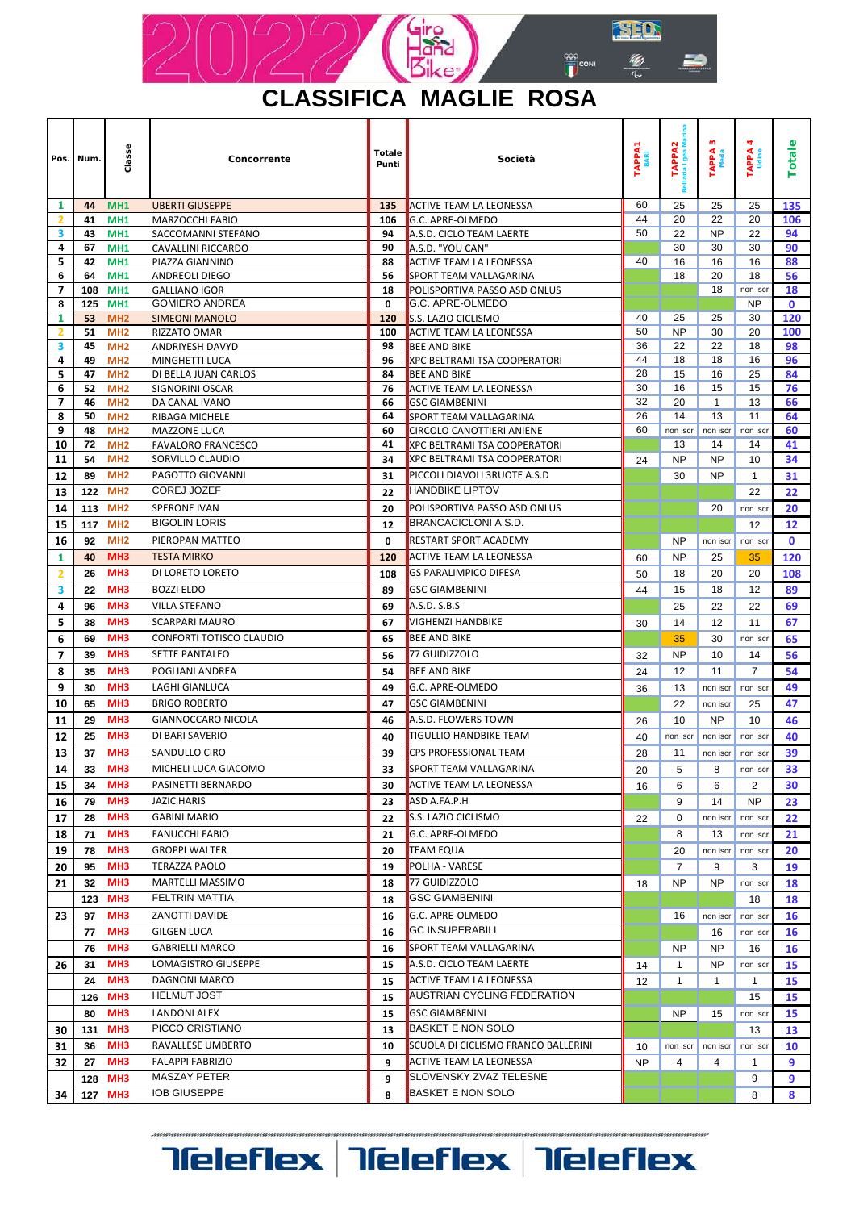# CLASSIFICA MAGLIE ROSA

| Pos. | Num. | Classe | Concorrente | Totale Punti | Società | TAPPA1 BARI | TAPPA2 Bellaria Igea Marina | TAPPA 3 Meda | TAPPA 4 Udine | Totale |
|---|---|---|---|---|---|---|---|---|---|---|
| 1 | 44 | MH1 | UBERTI GIUSEPPE | 135 | ACTIVE TEAM LA LEONESSA | 60 | 25 | 25 | 25 | 135 |
| 2 | 41 | MH1 | MARZOCCHI FABIO | 106 | G.C. APRE-OLMEDO | 44 | 20 | 22 | 20 | 106 |
| 3 | 43 | MH1 | SACCOMANNI STEFANO | 94 | A.S.D. CICLO TEAM LAERTE | 50 | 22 | NP | 22 | 94 |
| 4 | 67 | MH1 | CAVALLINI RICCARDO | 90 | A.S.D. "YOU CAN" | | 30 | 30 | 30 | 90 |
| 5 | 42 | MH1 | PIAZZA GIANNINO | 88 | ACTIVE TEAM LA LEONESSA | 40 | 16 | 16 | 16 | 88 |
| 6 | 64 | MH1 | ANDREOLI DIEGO | 56 | SPORT TEAM VALLAGARINA | | 18 | 20 | 18 | 56 |
| 7 | 108 | MH1 | GALLIANO IGOR | 18 | POLISPORTIVA PASSO ASD ONLUS | | | 18 | non iscr | 18 |
| 8 | 125 | MH1 | GOMIERO ANDREA | 0 | G.C. APRE-OLMEDO | | | | NP | 0 |
| 1 | 53 | MH2 | SIMEONI MANOLO | 120 | S.S. LAZIO CICLISMO | 40 | 25 | 25 | 30 | 120 |
| 2 | 51 | MH2 | RIZZATO OMAR | 100 | ACTIVE TEAM LA LEONESSA | 50 | NP | 30 | 20 | 100 |
| 3 | 45 | MH2 | ANDRIYESH DAVYD | 98 | BEE AND BIKE | 36 | 22 | 22 | 18 | 98 |
| 4 | 49 | MH2 | MINGHETTI LUCA | 96 | XPC BELTRAMI TSA COOPERATORI | 44 | 18 | 18 | 16 | 96 |
| 5 | 47 | MH2 | DI BELLA JUAN CARLOS | 84 | BEE AND BIKE | 28 | 15 | 16 | 25 | 84 |
| 6 | 52 | MH2 | SIGNORINI OSCAR | 76 | ACTIVE TEAM LA LEONESSA | 30 | 16 | 15 | 15 | 76 |
| 7 | 46 | MH2 | DA CANAL IVANO | 66 | GSC GIAMBENINI | 32 | 20 | 1 | 13 | 66 |
| 8 | 50 | MH2 | RIBAGA MICHELE | 64 | SPORT TEAM VALLAGARINA | 26 | 14 | 13 | 11 | 64 |
| 9 | 48 | MH2 | MAZZONE LUCA | 60 | CIRCOLO CANOTTIERI ANIENE | 60 | non iscr | non iscr | non iscr | 60 |
| 10 | 72 | MH2 | FAVALORO FRANCESCO | 41 | XPC BELTRAMI TSA COOPERATORI | | 13 | 14 | 14 | 41 |
| 11 | 54 | MH2 | SORVILLO CLAUDIO | 34 | XPC BELTRAMI TSA COOPERATORI | 24 | NP | NP | 10 | 34 |
| 12 | 89 | MH2 | PAGOTTO GIOVANNI | 31 | PICCOLI DIAVOLI 3RUOTE A.S.D | | 30 | NP | 1 | 31 |
| 13 | 122 | MH2 | COREJ JOZEF | 22 | HANDBIKE LIPTOV | | | | 22 | 22 |
| 14 | 113 | MH2 | SPERONE IVAN | 20 | POLISPORTIVA PASSO ASD ONLUS | | | 20 | non iscr | 20 |
| 15 | 117 | MH2 | BIGOLIN LUCA | 12 | BRANCACICLONI A.S.D. | | | | 12 | 12 |
| 16 | 92 | MH2 | PIEROPAN MATTEO | 0 | RESTART SPORT ACADEMY | | NP | non iscr | non iscr | 0 |
| 1 | 40 | MH3 | TESTA MIRKO | 120 | ACTIVE TEAM LA LEONESSA | 60 | NP | 25 | 35 | 120 |
| 2 | 26 | MH3 | DI LORETO LORETO | 108 | GS PARALIMPICO DIFESA | 50 | 18 | 20 | 20 | 108 |
| 3 | 22 | MH3 | BOZZI ELDO | 89 | GSC GIAMBENINI | 44 | 15 | 18 | 12 | 89 |
| 4 | 96 | MH3 | VILLA STEFANO | 69 | A.S.D. S.B.S | | 25 | 22 | 22 | 69 |
| 5 | 38 | MH3 | SCARPARI MAURO | 67 | VIGHENZI HANDBIKE | 30 | 14 | 12 | 11 | 67 |
| 6 | 69 | MH3 | CONFORTI TOTISCO CLAUDIO | 65 | BEE AND BIKE | | 35 | 30 | non iscr | 65 |
| 7 | 39 | MH3 | SETTE PANTALEO | 56 | 77 GUIDIZZOLO | 32 | NP | 10 | 14 | 56 |
| 8 | 35 | MH3 | POGLIANI ANDREA | 54 | BEE AND BIKE | 24 | 12 | 11 | 7 | 54 |
| 9 | 30 | MH3 | LAGHI GIANLUCA | 49 | G.C. APRE-OLMEDO | 36 | 13 | non iscr | non iscr | 49 |
| 10 | 65 | MH3 | BRIGO ROBERTO | 47 | GSC GIAMBENINI | | 22 | non iscr | 25 | 47 |
| 11 | 29 | MH3 | GIANNOCCARO NICOLA | 46 | A.S.D. FLOWERS TOWN | 26 | 10 | NP | 10 | 46 |
| 12 | 25 | MH3 | DI BARI SAVERIO | 40 | TIGULLIO HANDBIKE TEAM | 40 | non iscr | non iscr | non iscr | 40 |
| 13 | 37 | MH3 | SANDULLO CIRO | 39 | CPS PROFESSIONAL TEAM | 28 | 11 | non iscr | non iscr | 39 |
| 14 | 33 | MH3 | MICHELI LUCA GIACOMO | 33 | SPORT TEAM VALLAGARINA | 20 | 5 | 8 | non iscr | 33 |
| 15 | 34 | MH3 | PASINETTI BERNARDO | 30 | ACTIVE TEAM LA LEONESSA | 16 | 6 | 6 | 2 | 30 |
| 16 | 79 | MH3 | JAZIC HARIS | 23 | ASD A.FA.P.H | | 9 | 14 | NP | 23 |
| 17 | 28 | MH3 | GABINI MARIO | 22 | S.S. LAZIO CICLISMO | 22 | 0 | non iscr | non iscr | 22 |
| 18 | 71 | MH3 | FANUCCHI FABIO | 21 | G.C. APRE-OLMEDO | | 8 | 13 | non iscr | 21 |
| 19 | 78 | MH3 | GROPPI WALTER | 20 | TEAM EQUA | | 20 | non iscr | non iscr | 20 |
| 20 | 95 | MH3 | TERAZZA PAOLO | 19 | POLHA - VARESE | | 7 | 9 | 3 | 19 |
| 21 | 32 | MH3 | MARTELLI MASSIMO | 18 | 77 GUIDIZZOLO | 18 | NP | NP | non iscr | 18 |
| | 123 | MH3 | FELTRIN MATTIA | 18 | GSC GIAMBENINI | | | | 18 | 18 |
| 23 | 97 | MH3 | ZANOTTI DAVIDE | 16 | G.C. APRE-OLMEDO | | 16 | non iscr | non iscr | 16 |
| | 77 | MH3 | GILGEN LUCA | 16 | GC INSUPERABILI | | | 16 | non iscr | 16 |
| | 76 | MH3 | GABRIELLI MARCO | 16 | SPORT TEAM VALLAGARINA | | NP | NP | 16 | 16 |
| 26 | 31 | MH3 | LOMAGISTRO GIUSEPPE | 15 | A.S.D. CICLO TEAM LAERTE | 14 | 1 | NP | non iscr | 15 |
| | 24 | MH3 | DAGNONI MARCO | 15 | ACTIVE TEAM LA LEONESSA | 12 | 1 | 1 | 1 | 15 |
| | 126 | MH3 | HELMUT JOST | 15 | AUSTRIAN CYCLING FEDERATION | | | | 15 | 15 |
| | 80 | MH3 | LANDONI ALEX | 15 | GSC GIAMBENINI | | NP | 15 | non iscr | 15 |
| 30 | 131 | MH3 | PICCO CRISTIANO | 13 | BASKET E NON SOLO | | | | 13 | 13 |
| 31 | 36 | MH3 | RAVALLESE UMBERTO | 10 | SCUOLA DI CICLISMO FRANCO BALLERINI | 10 | non iscr | non iscr | non iscr | 10 |
| 32 | 27 | MH3 | FALAPPI FABRIZIO | 9 | ACTIVE TEAM LA LEONESSA | NP | 4 | 4 | 1 | 9 |
| | 128 | MH3 | MASZAY PETER | 9 | SLOVENSKY ZVAZ TELESNE | | | | 9 | 9 |
| 34 | 127 | MH3 | IOB GIUSEPPE | 8 | BASKET E NON SOLO | | | | 8 | 8 |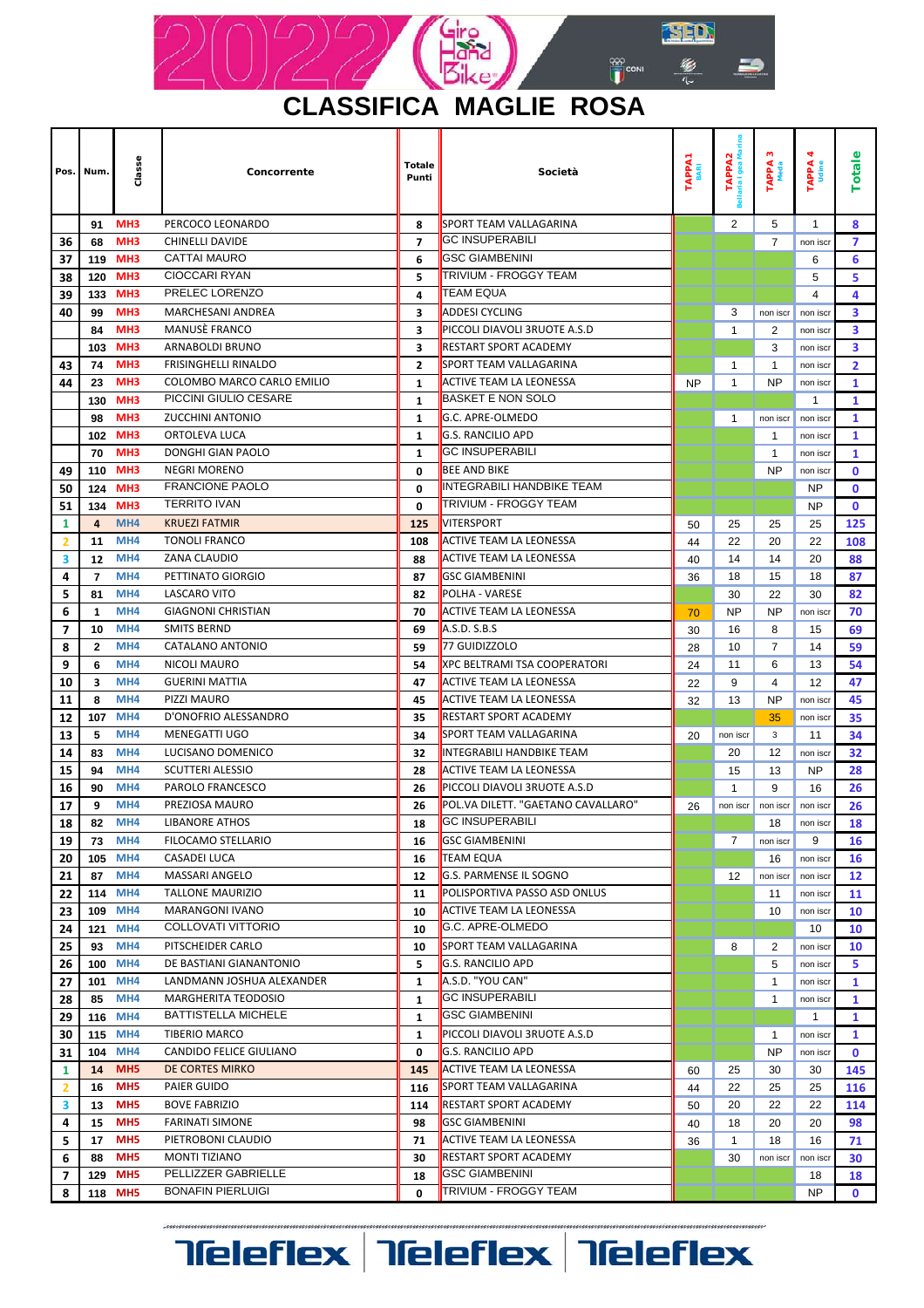# CLASSIFICA MAGLIE ROSA

| Pos. | Num. | Classe | Concorrente | Totale Punti | Società | TAPPA1 BARI | TAPPA2 Bellaria Igea Marina | TAPPA 3 Meda | TAPPA 4 Udine | Totale |
|---|---|---|---|---|---|---|---|---|---|---|
| | 91 | MH3 | PERCOCO LEONARDO | 8 | SPORT TEAM VALLAGARINA | | 2 | 5 | 1 | 8 |
| 36 | 68 | MH3 | CHINELLI DAVIDE | 7 | GC INSUPERABILI | | | 7 | non iscr | 7 |
| 37 | 119 | MH3 | CATTAI MAURO | 6 | GSC GIAMBENINI | | | | 6 | 6 |
| 38 | 120 | MH3 | CIOCCARI RYAN | 5 | TRIVIUM - FROGGY TEAM | | | | 5 | 5 |
| 39 | 133 | MH3 | PRELEC LORENZO | 4 | TEAM EQUA | | | | 4 | 4 |
| 40 | 99 | MH3 | MARCHESANI ANDREA | 3 | ADDESI CYCLING | | 3 | non iscr | non iscr | 3 |
| | 84 | MH3 | MANUSÈ FRANCO | 3 | PICCOLI DIAVOLI 3RUOTE A.S.D | | 1 | 2 | non iscr | 3 |
| | 103 | MH3 | ARNABOLDI BRUNO | 3 | RESTART SPORT ACADEMY | | | 3 | non iscr | 3 |
| 43 | 74 | MH3 | FRISINGHELLI RINALDO | 2 | SPORT TEAM VALLAGARINA | | 1 | 1 | non iscr | 2 |
| 44 | 23 | MH3 | COLOMBO MARCO CARLO EMILIO | 1 | ACTIVE TEAM LA LEONESSA | NP | 1 | NP | non iscr | 1 |
| | 130 | MH3 | PICCINI GIULIO CESARE | 1 | BASKET E NON SOLO | | | | 1 | 1 |
| | 98 | MH3 | ZUCCHINI ANTONIO | 1 | G.C. APRE-OLMEDO | | 1 | non iscr | non iscr | 1 |
| | 102 | MH3 | ORTOLEVA LUCA | 1 | G.S. RANCILIO APD | | | 1 | non iscr | 1 |
| | 70 | MH3 | DONGHI GIAN PAOLO | 1 | GC INSUPERABILI | | | 1 | non iscr | 1 |
| 49 | 110 | MH3 | NEGRI MORENO | 0 | BEE AND BIKE | | | NP | non iscr | 0 |
| 50 | 124 | MH3 | FRANCIONE PAOLO | 0 | INTEGRABILI HANDBIKE TEAM | | | | NP | 0 |
| 51 | 134 | MH3 | TERRITO IVAN | 0 | TRIVIUM - FROGGY TEAM | | | | NP | 0 |
| 1 | 4 | MH4 | KRUEZI FATMIR | 125 | VITERSPORT | 50 | 25 | 25 | 25 | 125 |
| 2 | 11 | MH4 | TONOLI FRANCO | 108 | ACTIVE TEAM LA LEONESSA | 44 | 22 | 20 | 22 | 108 |
| 3 | 12 | MH4 | ZANA CLAUDIO | 88 | ACTIVE TEAM LA LEONESSA | 40 | 14 | 14 | 20 | 88 |
| 4 | 7 | MH4 | PETTINATO GIORGIO | 87 | GSC GIAMBENINI | 36 | 18 | 15 | 18 | 87 |
| 5 | 81 | MH4 | LASCARO VITO | 82 | POLHA - VARESE | | 30 | 22 | 30 | 82 |
| 6 | 1 | MH4 | GIAGNONI CHRISTIAN | 70 | ACTIVE TEAM LA LEONESSA | 70 | NP | NP | non iscr | 70 |
| 7 | 10 | MH4 | SMITS BERND | 69 | A.S.D. S.B.S | 30 | 16 | 8 | 15 | 69 |
| 8 | 2 | MH4 | CATALANO ANTONIO | 59 | 77 GUIDIZZOLO | 28 | 10 | 7 | 14 | 59 |
| 9 | 6 | MH4 | NICOLI MAURO | 54 | XPC BELTRAMI TSA COOPERATORI | 24 | 11 | 6 | 13 | 54 |
| 10 | 3 | MH4 | GUERINI MATTIA | 47 | ACTIVE TEAM LA LEONESSA | 22 | 9 | 4 | 12 | 47 |
| 11 | 8 | MH4 | PIZZI MAURO | 45 | ACTIVE TEAM LA LEONESSA | 32 | 13 | NP | non iscr | 45 |
| 12 | 107 | MH4 | D'ONOFRIO ALESSANDRO | 35 | RESTART SPORT ACADEMY | | | 35 | non iscr | 35 |
| 13 | 5 | MH4 | MENEGATTI UGO | 34 | SPORT TEAM VALLAGARINA | 20 | non iscr | 3 | 11 | 34 |
| 14 | 83 | MH4 | LUCISANO DOMENICO | 32 | INTEGRABILI HANDBIKE TEAM | | 20 | 12 | non iscr | 32 |
| 15 | 94 | MH4 | SCUTTERI ALESSIO | 28 | ACTIVE TEAM LA LEONESSA | | 15 | 13 | NP | 28 |
| 16 | 90 | MH4 | PAROLO FRANCESCO | 26 | PICCOLI DIAVOLI 3RUOTE A.S.D | | 1 | 9 | 16 | 26 |
| 17 | 9 | MH4 | PREZIOSA MAURO | 26 | POL.VA DILETT. "GAETANO CAVALLARO" | 26 | non iscr | non iscr | non iscr | 26 |
| 18 | 82 | MH4 | LIBANORE ATHOS | 18 | GC INSUPERABILI | | | 18 | non iscr | 18 |
| 19 | 73 | MH4 | FILOCAMO STELLARIO | 16 | GSC GIAMBENINI | | 7 | non iscr | 9 | 16 |
| 20 | 105 | MH4 | CASADEI LUCA | 16 | TEAM EQUA | | | 16 | non iscr | 16 |
| 21 | 87 | MH4 | MASSARI ANGELO | 12 | G.S. PARMENSE IL SOGNO | | 12 | non iscr | non iscr | 12 |
| 22 | 114 | MH4 | TALLONE MAURIZIO | 11 | POLISPORTIVA PASSO ASD ONLUS | | | 11 | non iscr | 11 |
| 23 | 109 | MH4 | MARANGONI IVANO | 10 | ACTIVE TEAM LA LEONESSA | | | 10 | non iscr | 10 |
| 24 | 121 | MH4 | COLLOVATI VITTORIO | 10 | G.C. APRE-OLMEDO | | | | 10 | 10 |
| 25 | 93 | MH4 | PITSCHEIDER CARLO | 10 | SPORT TEAM VALLAGARINA | | 8 | 2 | non iscr | 10 |
| 26 | 100 | MH4 | DE BASTIANI GIANANTONIO | 5 | G.S. RANCILIO APD | | | 5 | non iscr | 5 |
| 27 | 101 | MH4 | LANDMANN JOSHUA ALEXANDER | 1 | A.S.D. "YOU CAN" | | | 1 | non iscr | 1 |
| 28 | 85 | MH4 | MARGHERITA TEODOSIO | 1 | GC INSUPERABILI | | | 1 | non iscr | 1 |
| 29 | 116 | MH4 | BATTISTELLA MICHELE | 1 | GSC GIAMBENINI | | | | 1 | 1 |
| 30 | 115 | MH4 | TIBERIO MARCO | 1 | PICCOLI DIAVOLI 3RUOTE A.S.D | | | 1 | non iscr | 1 |
| 31 | 104 | MH4 | CANDIDO FELICE GIULIANO | 0 | G.S. RANCILIO APD | | | NP | non iscr | 0 |
| 1 | 14 | MH5 | DE CORTES MIRKO | 145 | ACTIVE TEAM LA LEONESSA | 60 | 25 | 30 | 30 | 145 |
| 2 | 16 | MH5 | PAIER GUIDO | 116 | SPORT TEAM VALLAGARINA | 44 | 22 | 25 | 25 | 116 |
| 3 | 13 | MH5 | BOVE FABRIZIO | 114 | RESTART SPORT ACADEMY | 50 | 20 | 22 | 22 | 114 |
| 4 | 15 | MH5 | FARINATI SIMONE | 98 | GSC GIAMBENINI | 40 | 18 | 20 | 20 | 98 |
| 5 | 17 | MH5 | PIETROBONI CLAUDIO | 71 | ACTIVE TEAM LA LEONESSA | 36 | 1 | 18 | 16 | 71 |
| 6 | 88 | MH5 | MONTI TIZIANO | 30 | RESTART SPORT ACADEMY | | 30 | non iscr | non iscr | 30 |
| 7 | 129 | MH5 | PELLIZZER GABRIELLE | 18 | GSC GIAMBENINI | | | | 18 | 18 |
| 8 | 118 | MH5 | BONAFIN PIERLUIGI | 0 | TRIVIUM - FROGGY TEAM | | | | NP | 0 |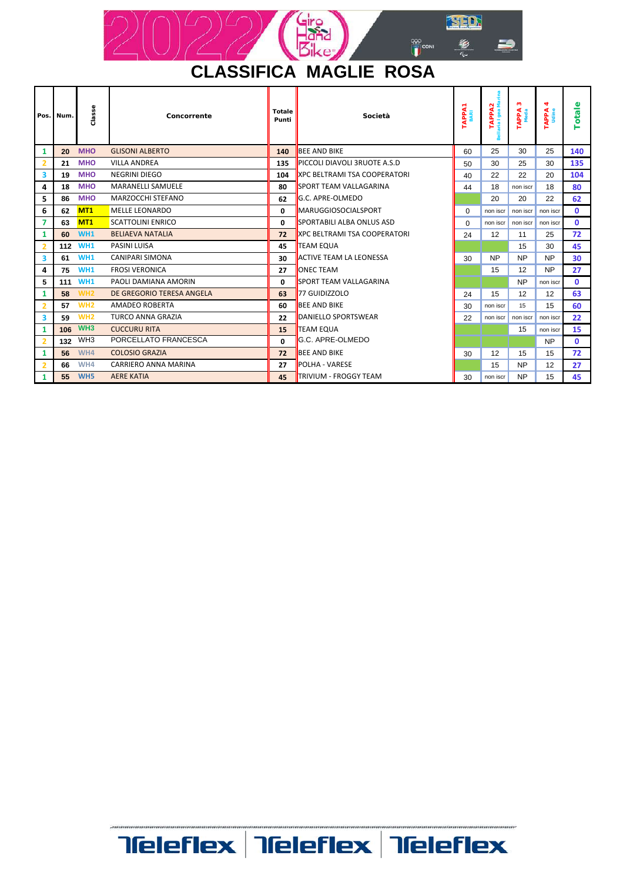# CLASSIFICA MAGLIE ROSA

| Pos. | Num. | Classe | Concorrente | Totale Punti | Società | TAPPA1 BARI | TAPPA2 Bellaria I gea Marina | TAPPA 3 Meda | TAPPA 4 Udine | Totale |
|---|---|---|---|---|---|---|---|---|---|---|
| 1 | 20 | MHO | GLISONI ALBERTO | 140 | BEE AND BIKE | 60 | 25 | 30 | 25 | 140 |
| 2 | 21 | MHO | VILLA ANDREA | 135 | PICCOLI DIAVOLI 3RUOTE A.S.D | 50 | 30 | 25 | 30 | 135 |
| 3 | 19 | MHO | NEGRINI DIEGO | 104 | XPC BELTRAMI TSA COOPERATORI | 40 | 22 | 22 | 20 | 104 |
| 4 | 18 | MHO | MARANELLI SAMUELE | 80 | SPORT TEAM VALLAGARINA | 44 | 18 | non iscr | 18 | 80 |
| 5 | 86 | MHO | MARZOCCHI STEFANO | 62 | G.C. APRE-OLMEDO | | 20 | 20 | 22 | 62 |
| 6 | 62 | MT1 | MELLE LEONARDO | 0 | MARUGGIOSOCIALSPORT | 0 | non iscr | non iscr | non iscr | 0 |
| 7 | 63 | MT1 | SCATTOLINI ENRICO | 0 | SPORTABILI ALBA ONLUS ASD | 0 | non iscr | non iscr | non iscr | 0 |
| 1 | 60 | WH1 | BELIAEVA NATALIA | 72 | XPC BELTRAMI TSA COOPERATORI | 24 | 12 | 11 | 25 | 72 |
| 2 | 112 | WH1 | PASINI LUISA | 45 | TEAM EQUA | | | 15 | 30 | 45 |
| 3 | 61 | WH1 | CANIPARI SIMONA | 30 | ACTIVE TEAM LA LEONESSA | 30 | NP | NP | NP | 30 |
| 4 | 75 | WH1 | FROSI VERONICA | 27 | ONEC TEAM | | 15 | 12 | NP | 27 |
| 5 | 111 | WH1 | PAOLI DAMIANA AMORIN | 0 | SPORT TEAM VALLAGARINA | | | NP | non iscr | 0 |
| 1 | 58 | WH2 | DE GREGORIO TERESA ANGELA | 63 | 77 GUIDIZZOLO | 24 | 15 | 12 | 12 | 63 |
| 2 | 57 | WH2 | AMADEO ROBERTA | 60 | BEE AND BIKE | 30 | non iscr | 15 | 15 | 60 |
| 3 | 59 | WH2 | TURCO ANNA GRAZIA | 22 | DANIELLO SPORTSWEAR | 22 | non iscr | non iscr | non iscr | 22 |
| 1 | 106 | WH3 | CUCCURU RITA | 15 | TEAM EQUA | | | 15 | non iscr | 15 |
| 2 | 132 | WH3 | PORCELLATO FRANCESCA | 0 | G.C. APRE-OLMEDO | | | | NP | 0 |
| 1 | 56 | WH4 | COLOSIO GRAZIA | 72 | BEE AND BIKE | 30 | 12 | 15 | 15 | 72 |
| 2 | 66 | WH4 | CARRIERO ANNA MARINA | 27 | POLHA - VARESE | | 15 | NP | 12 | 27 |
| 1 | 55 | WH5 | AERE KATIA | 45 | TRIVIUM - FROGGY TEAM | 30 | non iscr | NP | 15 | 45 |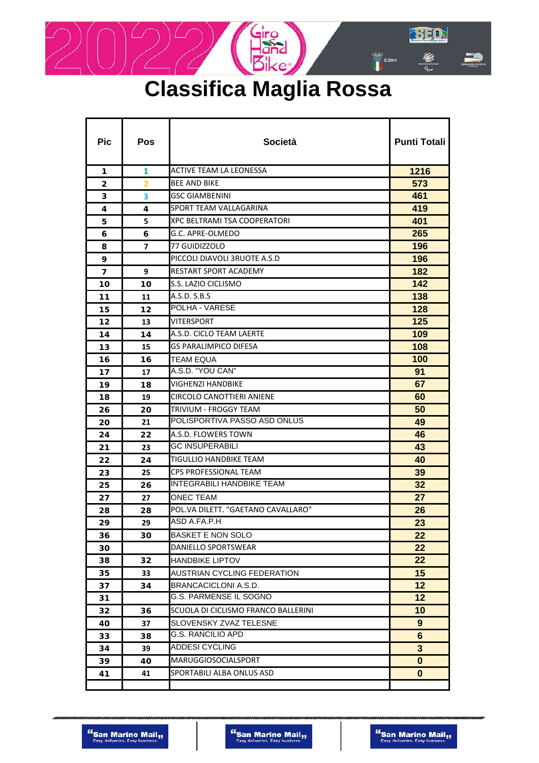# Classifica Maglia Rossa

| Pic | Pos | Società | Punti Totali |
|---|---|---|---|
| 1 | 1 | ACTIVE TEAM LA LEONESSA | 1216 |
| 2 | 2 | BEE AND BIKE | 573 |
| 3 | 3 | GSC GIAMBENINI | 461 |
| 4 | 4 | SPORT TEAM VALLAGARINA | 419 |
| 5 | 5 | XPC BELTRAMI TSA COOPERATORI | 401 |
| 6 | 6 | G.C. APRE-OLMEDO | 265 |
| 8 | 7 | 77 GUIDIZZOLO | 196 |
| 9 |  | PICCOLI DIAVOLI 3RUOTE A.S.D | 196 |
| 7 | 9 | RESTART SPORT ACADEMY | 182 |
| 10 | 10 | S.S. LAZIO CICLISMO | 142 |
| 11 | 11 | A.S.D. S.B.S | 138 |
| 15 | 12 | POLHA - VARESE | 128 |
| 12 | 13 | VITERSPORT | 125 |
| 14 | 14 | A.S.D. CICLO TEAM LAERTE | 109 |
| 13 | 15 | GS PARALIMPICO DIFESA | 108 |
| 16 | 16 | TEAM EQUA | 100 |
| 17 | 17 | A.S.D. "YOU CAN" | 91 |
| 19 | 18 | VIGHENZI HANDBIKE | 67 |
| 18 | 19 | CIRCOLO CANOTTIERI ANIENE | 60 |
| 26 | 20 | TRIVIUM - FROGGY TEAM | 50 |
| 20 | 21 | POLISPORTIVA PASSO ASD ONLUS | 49 |
| 24 | 22 | A.S.D. FLOWERS TOWN | 46 |
| 21 | 23 | GC INSUPERABILI | 43 |
| 22 | 24 | TIGULLIO HANDBIKE TEAM | 40 |
| 23 | 25 | CPS PROFESSIONAL TEAM | 39 |
| 25 | 26 | INTEGRABILI HANDBIKE TEAM | 32 |
| 27 | 27 | ONEC TEAM | 27 |
| 28 | 28 | POL.VA DILETT. "GAETANO CAVALLARO" | 26 |
| 29 | 29 | ASD A.FA.P.H | 23 |
| 36 | 30 | BASKET E NON SOLO | 22 |
| 30 |  | DANIELLO SPORTSWEAR | 22 |
| 38 | 32 | HANDBIKE LIPTOV | 22 |
| 35 | 33 | AUSTRIAN CYCLING FEDERATION | 15 |
| 37 | 34 | BRANCACICLONI A.S.D. | 12 |
| 31 |  | G.S. PARMENSE IL SOGNO | 12 |
| 32 | 36 | SCUOLA DI CICLISMO FRANCO BALLERINI | 10 |
| 40 | 37 | SLOVENSKY ZVAZ TELESNE | 9 |
| 33 | 38 | G.S. RANCILIO APD | 6 |
| 34 | 39 | ADDESI CYCLING | 3 |
| 39 | 40 | MARUGGIOSOCIALSPORT | 0 |
| 41 | 41 | SPORTABILI ALBA ONLUS ASD | 0 |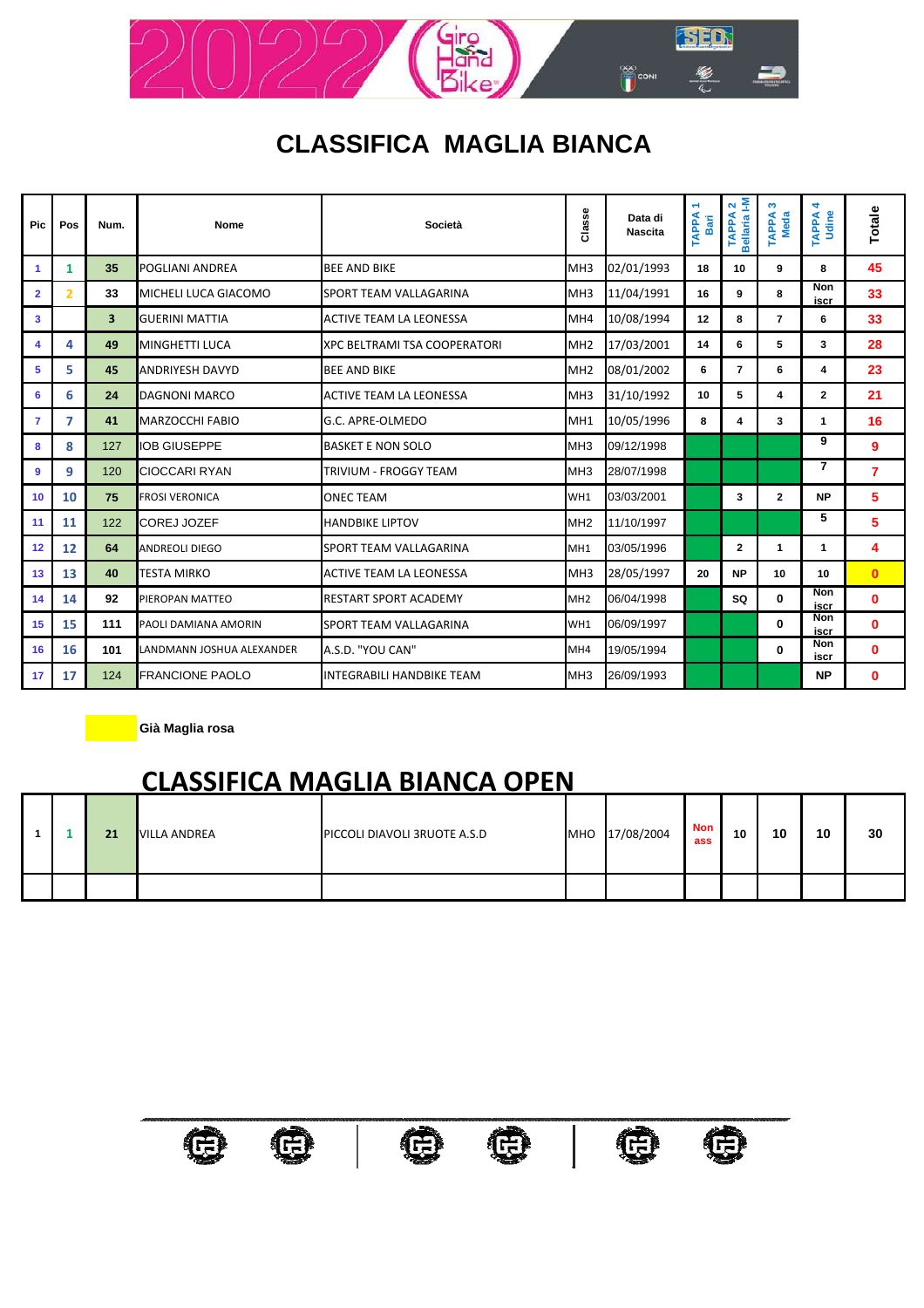# CLASSIFICA MAGLIA BIANCA

| Pic | Pos | Num. | Nome | Società | Classe | Data di Nascita | TAPPA 1 Bari | TAPPA 2 Bellaria I-M | TAPPA 3 Meda | TAPPA 4 Udine | Totale |
|---|---|---|---|---|---|---|---|---|---|---|---|
| 1 | 1 | 35 | POGLIANI ANDREA | BEE AND BIKE | MH3 | 02/01/1993 | 18 | 10 | 9 | 8 | 45 |
| 2 | 2 | 33 | MICHELI LUCA GIACOMO | SPORT TEAM VALLAGARINA | MH3 | 11/04/1991 | 16 | 9 | 8 | Non iscr | 33 |
| 3 | | 3 | GUERINI MATTIA | ACTIVE TEAM LA LEONESSA | MH4 | 10/08/1994 | 12 | 8 | 7 | 6 | 33 |
| 4 | 4 | 49 | MINGHETTI LUCA | XPC BELTRAMI TSA COOPERATORI | MH2 | 17/03/2001 | 14 | 6 | 5 | 3 | 28 |
| 5 | 5 | 45 | ANDRIYESH DAVYD | BEE AND BIKE | MH2 | 08/01/2002 | 6 | 7 | 6 | 4 | 23 |
| 6 | 6 | 24 | DAGNONI MARCO | ACTIVE TEAM LA LEONESSA | MH3 | 31/10/1992 | 10 | 5 | 4 | 2 | 21 |
| 7 | 7 | 41 | MARZOCCHI FABIO | G.C. APRE-OLMEDO | MH1 | 10/05/1996 | 8 | 4 | 3 | 1 | 16 |
| 8 | 8 | 127 | IOB GIUSEPPE | BASKET E NON SOLO | MH3 | 09/12/1998 | | | | 9 | 9 |
| 9 | 9 | 120 | CIOCCARI RYAN | TRIVIUM - FROGGY TEAM | MH3 | 28/07/1998 | | | | 7 | 7 |
| 10 | 10 | 75 | FROSI VERONICA | ONEC TEAM | WH1 | 03/03/2001 | | 3 | 2 | NP | 5 |
| 11 | 11 | 122 | COREJ JOZEF | HANDBIKE LIPTOV | MH2 | 11/10/1997 | | | | 5 | 5 |
| 12 | 12 | 64 | ANDREOLI DIEGO | SPORT TEAM VALLAGARINA | MH1 | 03/05/1996 | | 2 | 1 | 1 | 4 |
| 13 | 13 | 40 | TESTA MIRKO | ACTIVE TEAM LA LEONESSA | MH3 | 28/05/1997 | 20 | NP | 10 | 10 | 0 |
| 14 | 14 | 92 | PIEROPAN MATTEO | RESTART SPORT ACADEMY | MH2 | 06/04/1998 | | SQ | 0 | Non iscr | 0 |
| 15 | 15 | 111 | PAOLI DAMIANA AMORIN | SPORT TEAM VALLAGARINA | WH1 | 06/09/1997 | | | 0 | Non iscr | 0 |
| 16 | 16 | 101 | LANDMANN JOSHUA ALEXANDER | A.S.D. "YOU CAN" | MH4 | 19/05/1994 | | | 0 | Non iscr | 0 |
| 17 | 17 | 124 | FRANCIONE PAOLO | INTEGRABILI HANDBIKE TEAM | MH3 | 26/09/1993 | | | | NP | 0 |

**Già Maglia rosa**

# CLASSIFICA MAGLIA BIANCA OPEN

| | | | | | | | | | | | |
|---|---|---|---|---|---|---|---|---|---|---|---|
| 1 | 1 | 21 | VILLA ANDREA | PICCOLI DIAVOLI 3RUOTE A.S.D | MHO | 17/08/2004 | Non ass | 10 | 10 | 10 | 30 |
| | | | | | | | | | | | |